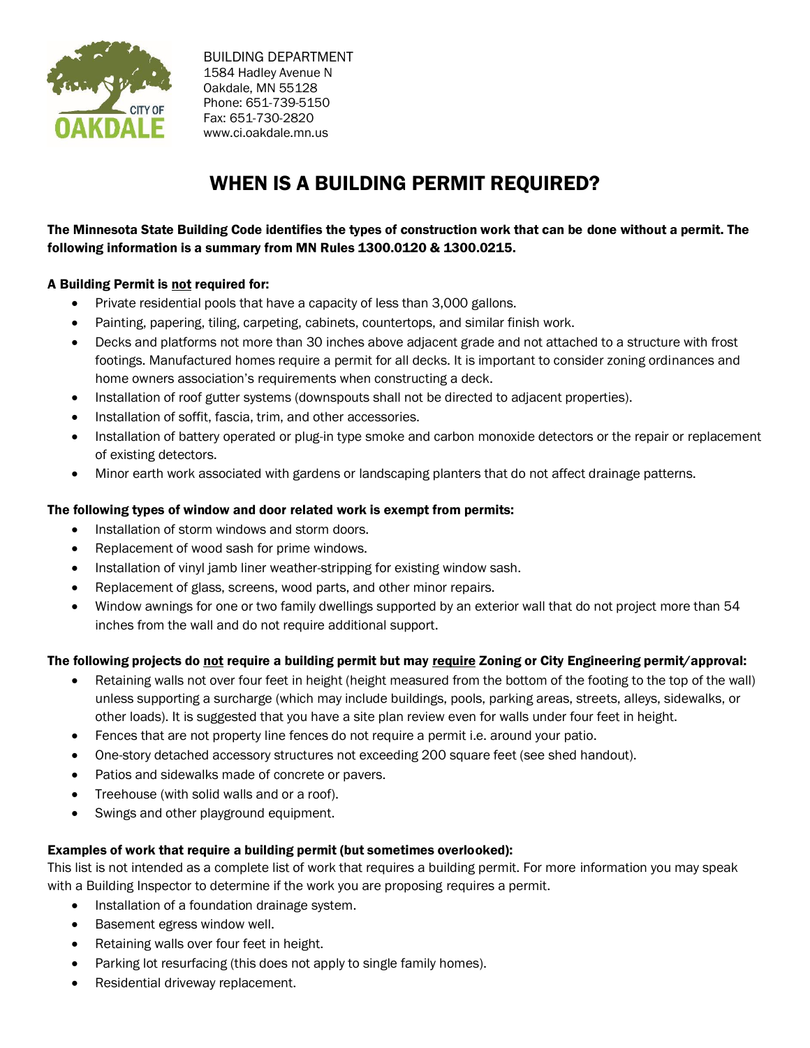BUILDING DEPARTMENT
1584 Hadley Avenue N
Oakdale, MN 55128
Phone: 651-739-5150
Fax: 651-730-2820
www.ci.oakdale.mn.us

# WHEN IS A BUILDING PERMIT REQUIRED?

**The Minnesota State Building Code identifies the types of construction work that can be done without a permit. The following information is a summary from MN Rules 1300.0120 & 1300.0215.**

**A Building Permit is not required for:**

- Private residential pools that have a capacity of less than 3,000 gallons.
- Painting, papering, tiling, carpeting, cabinets, countertops, and similar finish work.
- Decks and platforms not more than 30 inches above adjacent grade and not attached to a structure with frost footings. Manufactured homes require a permit for all decks. It is important to consider zoning ordinances and home owners association's requirements when constructing a deck.
- Installation of roof gutter systems (downspouts shall not be directed to adjacent properties).
- Installation of soffit, fascia, trim, and other accessories.
- Installation of battery operated or plug-in type smoke and carbon monoxide detectors or the repair or replacement of existing detectors.
- Minor earth work associated with gardens or landscaping planters that do not affect drainage patterns.

**The following types of window and door related work is exempt from permits:**

- Installation of storm windows and storm doors.
- Replacement of wood sash for prime windows.
- Installation of vinyl jamb liner weather-stripping for existing window sash.
- Replacement of glass, screens, wood parts, and other minor repairs.
- Window awnings for one or two family dwellings supported by an exterior wall that do not project more than 54 inches from the wall and do not require additional support.

**The following projects do not require a building permit but may require Zoning or City Engineering permit/approval:**

- Retaining walls not over four feet in height (height measured from the bottom of the footing to the top of the wall) unless supporting a surcharge (which may include buildings, pools, parking areas, streets, alleys, sidewalks, or other loads). It is suggested that you have a site plan review even for walls under four feet in height.
- Fences that are not property line fences do not require a permit i.e. around your patio.
- One-story detached accessory structures not exceeding 200 square feet (see shed handout).
- Patios and sidewalks made of concrete or pavers.
- Treehouse (with solid walls and or a roof).
- Swings and other playground equipment.

**Examples of work that require a building permit (but sometimes overlooked):**

This list is not intended as a complete list of work that requires a building permit. For more information you may speak with a Building Inspector to determine if the work you are proposing requires a permit.

- Installation of a foundation drainage system.
- Basement egress window well.
- Retaining walls over four feet in height.
- Parking lot resurfacing (this does not apply to single family homes).
- Residential driveway replacement.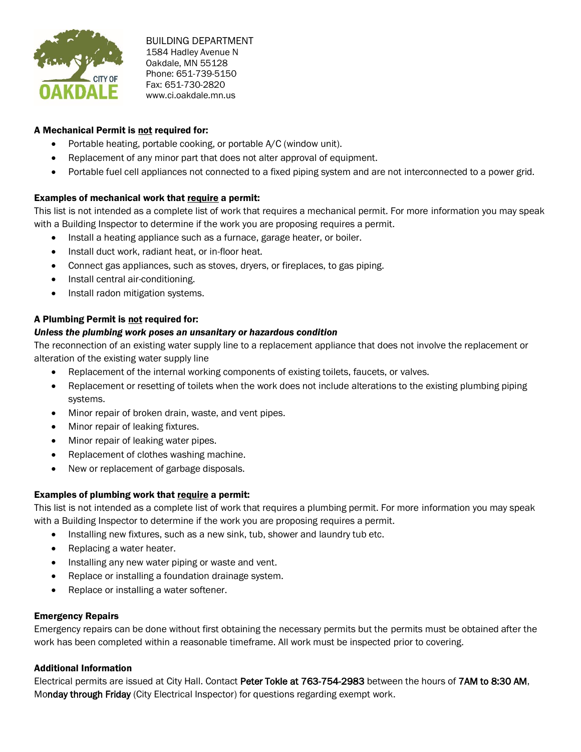BUILDING DEPARTMENT
1584 Hadley Avenue N
Oakdale, MN 55128
Phone: 651-739-5150
Fax: 651-730-2820
www.ci.oakdale.mn.us

### A Mechanical Permit is <u>not</u> required for:

- Portable heating, portable cooking, or portable A/C (window unit).
- Replacement of any minor part that does not alter approval of equipment.
- Portable fuel cell appliances not connected to a fixed piping system and are not interconnected to a power grid.

### Examples of mechanical work that <u>require</u> a permit:

This list is not intended as a complete list of work that requires a mechanical permit. For more information you may speak with a Building Inspector to determine if the work you are proposing requires a permit.

- Install a heating appliance such as a furnace, garage heater, or boiler.
- Install duct work, radiant heat, or in-floor heat.
- Connect gas appliances, such as stoves, dryers, or fireplaces, to gas piping.
- Install central air-conditioning.
- Install radon mitigation systems.

### A Plumbing Permit is <u>not</u> required for:

***Unless the plumbing work poses an unsanitary or hazardous condition***

The reconnection of an existing water supply line to a replacement appliance that does not involve the replacement or alteration of the existing water supply line

- Replacement of the internal working components of existing toilets, faucets, or valves.
- Replacement or resetting of toilets when the work does not include alterations to the existing plumbing piping systems.
- Minor repair of broken drain, waste, and vent pipes.
- Minor repair of leaking fixtures.
- Minor repair of leaking water pipes.
- Replacement of clothes washing machine.
- New or replacement of garbage disposals.

### Examples of plumbing work that <u>require</u> a permit:

This list is not intended as a complete list of work that requires a plumbing permit. For more information you may speak with a Building Inspector to determine if the work you are proposing requires a permit.

- Installing new fixtures, such as a new sink, tub, shower and laundry tub etc.
- Replacing a water heater.
- Installing any new water piping or waste and vent.
- Replace or installing a foundation drainage system.
- Replace or installing a water softener.

### Emergency Repairs

Emergency repairs can be done without first obtaining the necessary permits but the permits must be obtained after the work has been completed within a reasonable timeframe. All work must be inspected prior to covering.

### Additional Information

Electrical permits are issued at City Hall. Contact Peter Tokle at 763-754-2983 between the hours of 7AM to 8:30 AM, Monday through Friday (City Electrical Inspector) for questions regarding exempt work.